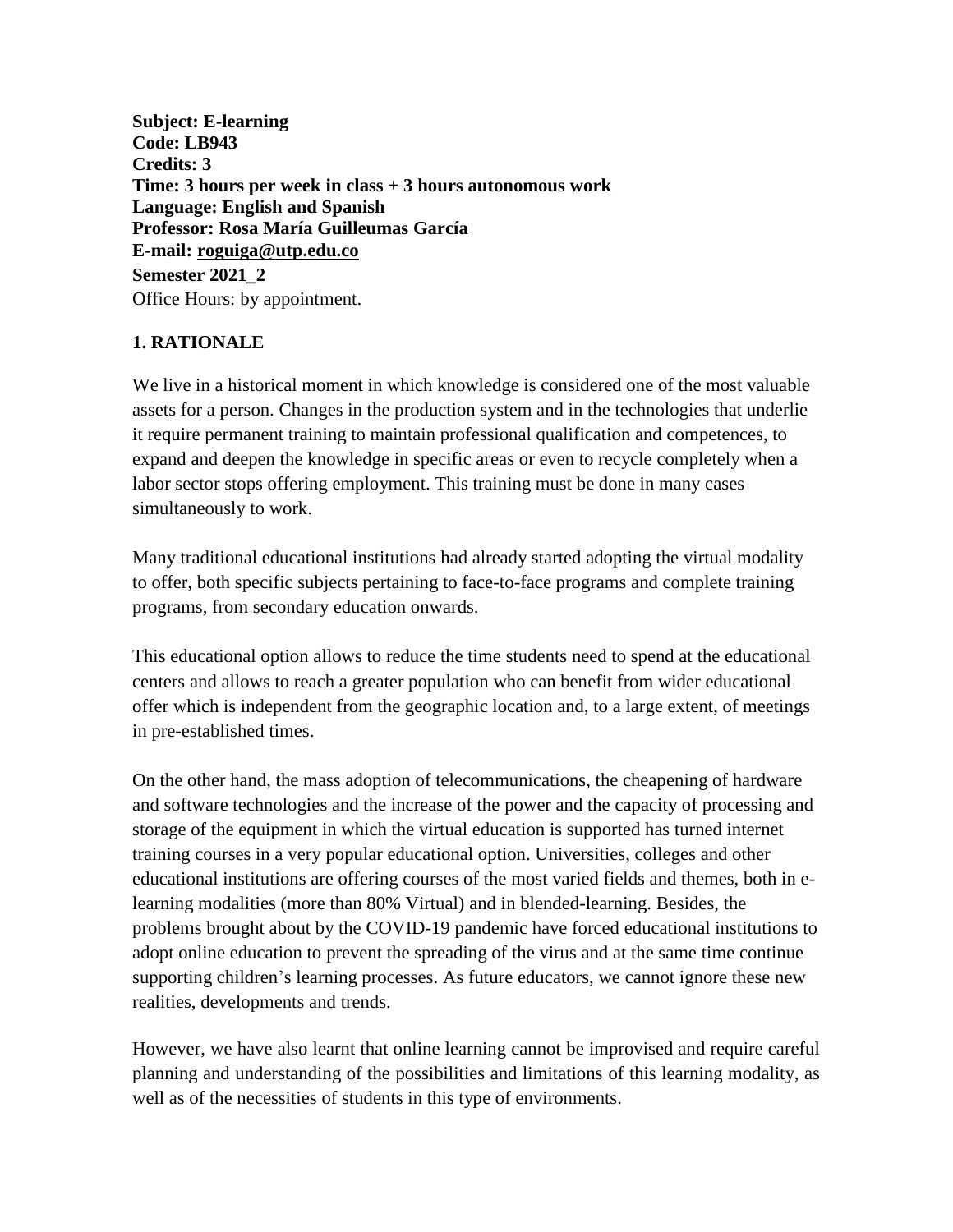**Subject: E-learning**
**Code: LB943**
**Credits: 3**
**Time: 3 hours per week in class + 3 hours autonomous work**
**Language: English and Spanish**
**Professor: Rosa María Guilleumas García**
**E-mail: roguiga@utp.edu.co**
**Semester 2021_2**
Office Hours: by appointment.

## 1. RATIONALE

We live in a historical moment in which knowledge is considered one of the most valuable assets for a person. Changes in the production system and in the technologies that underlie it require permanent training to maintain professional qualification and competences, to expand and deepen the knowledge in specific areas or even to recycle completely when a labor sector stops offering employment. This training must be done in many cases simultaneously to work.

Many traditional educational institutions had already started adopting the virtual modality to offer, both specific subjects pertaining to face-to-face programs and complete training programs, from secondary education onwards.

This educational option allows to reduce the time students need to spend at the educational centers and allows to reach a greater population who can benefit from wider educational offer which is independent from the geographic location and, to a large extent, of meetings in pre-established times.

On the other hand, the mass adoption of telecommunications, the cheapening of hardware and software technologies and the increase of the power and the capacity of processing and storage of the equipment in which the virtual education is supported has turned internet training courses in a very popular educational option. Universities, colleges and other educational institutions are offering courses of the most varied fields and themes, both in e-learning modalities (more than 80% Virtual) and in blended-learning. Besides, the problems brought about by the COVID-19 pandemic have forced educational institutions to adopt online education to prevent the spreading of the virus and at the same time continue supporting children's learning processes. As future educators, we cannot ignore these new realities, developments and trends.

However, we have also learnt that online learning cannot be improvised and require careful planning and understanding of the possibilities and limitations of this learning modality, as well as of the necessities of students in this type of environments.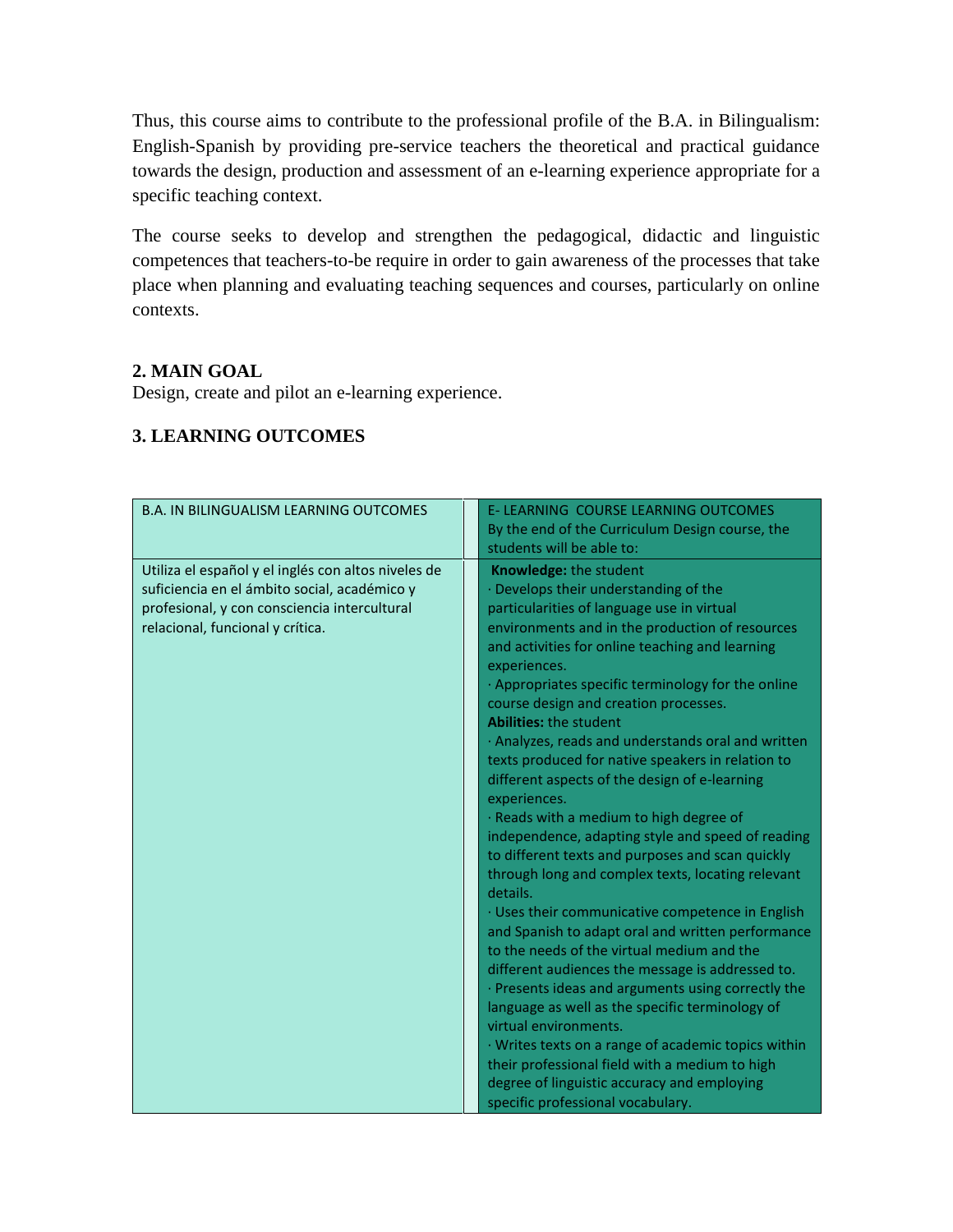Thus, this course aims to contribute to the professional profile of the B.A. in Bilingualism: English-Spanish by providing pre-service teachers the theoretical and practical guidance towards the design, production and assessment of an e-learning experience appropriate for a specific teaching context.

The course seeks to develop and strengthen the pedagogical, didactic and linguistic competences that teachers-to-be require in order to gain awareness of the processes that take place when planning and evaluating teaching sequences and courses, particularly on online contexts.

## 2. MAIN GOAL

Design, create and pilot an e-learning experience.

## 3. LEARNING OUTCOMES

| B.A. IN BILINGUALISM LEARNING OUTCOMES | E- LEARNING COURSE LEARNING OUTCOMES<br>By the end of the Curriculum Design course, the students will be able to: |
|---|---|
| Utiliza el español y el inglés con altos niveles de suficiencia en el ámbito social, académico y profesional, y con consciencia intercultural relacional, funcional y crítica. | **Knowledge:** the student<br>· Develops their understanding of the particularities of language use in virtual environments and in the production of resources and activities for online teaching and learning experiences.<br>· Appropriates specific terminology for the online course design and creation processes.<br>**Abilities:** the student<br>· Analyzes, reads and understands oral and written texts produced for native speakers in relation to different aspects of the design of e-learning experiences.<br>· Reads with a medium to high degree of independence, adapting style and speed of reading to different texts and purposes and scan quickly through long and complex texts, locating relevant details.<br>· Uses their communicative competence in English and Spanish to adapt oral and written performance to the needs of the virtual medium and the different audiences the message is addressed to.<br>· Presents ideas and arguments using correctly the language as well as the specific terminology of virtual environments.<br>· Writes texts on a range of academic topics within their professional field with a medium to high degree of linguistic accuracy and employing specific professional vocabulary. |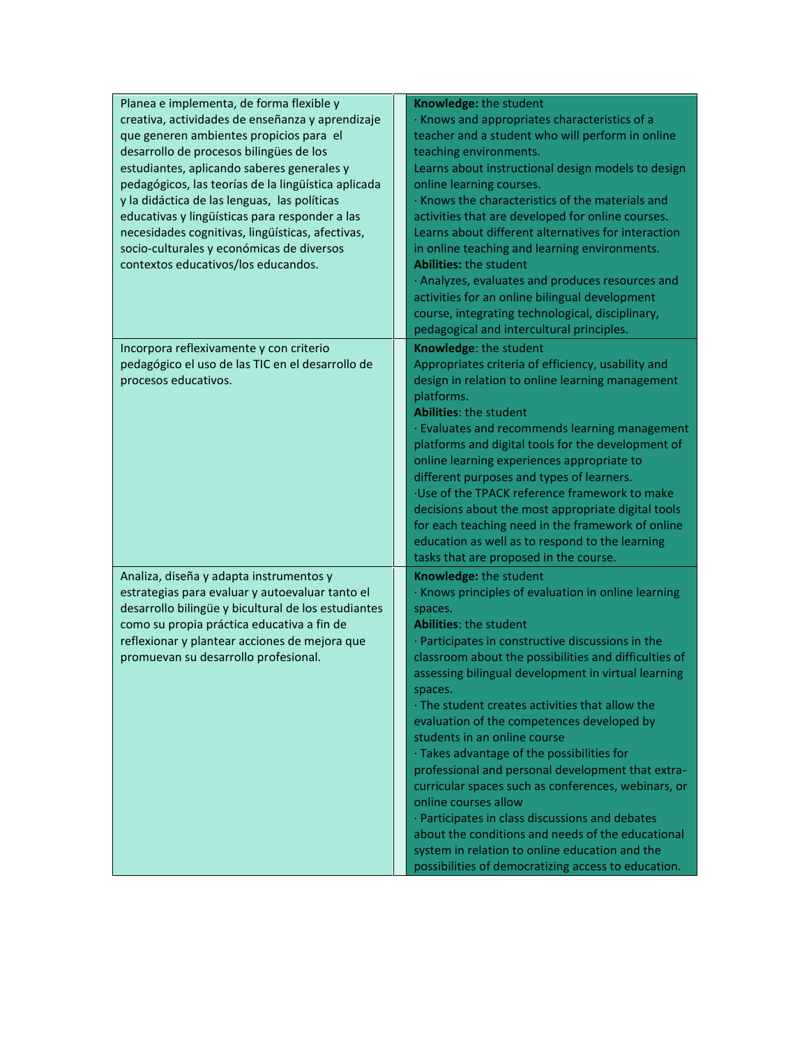| | | |
|---|---|---|
| Planea e implementa, de forma flexible y creativa, actividades de enseñanza y aprendizaje que generen ambientes propicios para el desarrollo de procesos bilingües de los estudiantes, aplicando saberes generales y pedagógicos, las teorías de la lingüística aplicada y la didáctica de las lenguas, las políticas educativas y lingüísticas para responder a las necesidades cognitivas, lingüísticas, afectivas, socio-culturales y económicas de diversos contextos educativos/los educandos. | | **Knowledge:** the student<br>· Knows and appropriates characteristics of a teacher and a student who will perform in online teaching environments.<br>Learns about instructional design models to design online learning courses.<br>· Knows the characteristics of the materials and activities that are developed for online courses.<br>Learns about different alternatives for interaction in online teaching and learning environments.<br>**Abilities:** the student<br>· Analyzes, evaluates and produces resources and activities for an online bilingual development course, integrating technological, disciplinary, pedagogical and intercultural principles. |
| Incorpora reflexivamente y con criterio pedagógico el uso de las TIC en el desarrollo de procesos educativos. | | **Knowledge**: the student<br>Appropriates criteria of efficiency, usability and design in relation to online learning management platforms.<br>**Abilities**: the student<br>· Evaluates and recommends learning management platforms and digital tools for the development of online learning experiences appropriate to different purposes and types of learners.<br>·Use of the TPACK reference framework to make decisions about the most appropriate digital tools for each teaching need in the framework of online education as well as to respond to the learning tasks that are proposed in the course. |
| Analiza, diseña y adapta instrumentos y estrategias para evaluar y autoevaluar tanto el desarrollo bilingüe y bicultural de los estudiantes como su propia práctica educativa a fin de reflexionar y plantear acciones de mejora que promuevan su desarrollo profesional. | | **Knowledge:** the student<br>· Knows principles of evaluation in online learning spaces.<br>**Abilities**: the student<br>· Participates in constructive discussions in the classroom about the possibilities and difficulties of assessing bilingual development in virtual learning spaces.<br>· The student creates activities that allow the evaluation of the competences developed by students in an online course<br>· Takes advantage of the possibilities for professional and personal development that extra-curricular spaces such as conferences, webinars, or online courses allow<br>· Participates in class discussions and debates about the conditions and needs of the educational system in relation to online education and the possibilities of democratizing access to education. |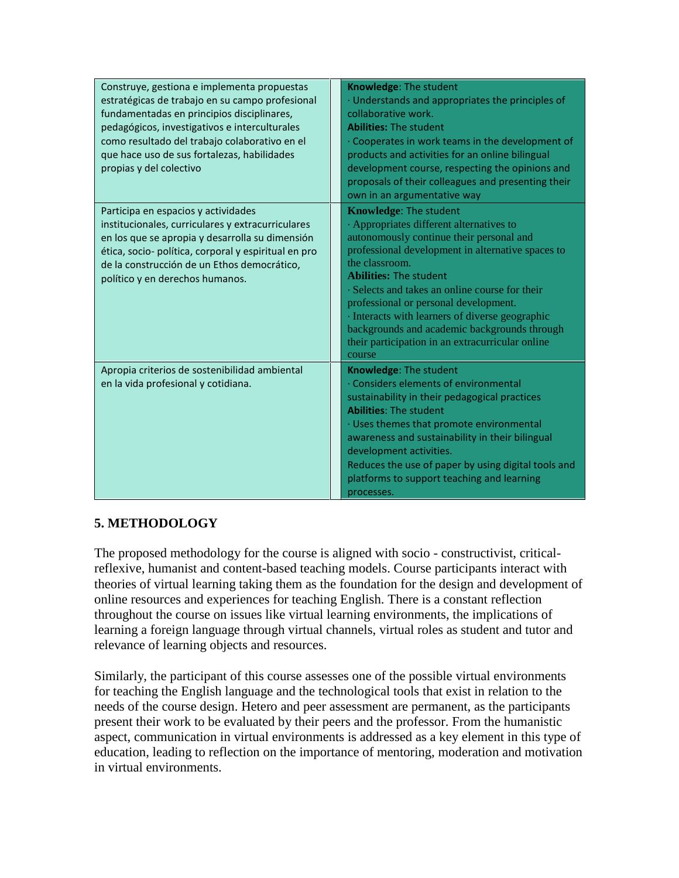| | |
|---|---|
| Construye, gestiona e implementa propuestas estratégicas de trabajo en su campo profesional fundamentadas en principios disciplinares, pedagógicos, investigativos e interculturales como resultado del trabajo colaborativo en el que hace uso de sus fortalezas, habilidades propias y del colectivo | **Knowledge**: The student<br>· Understands and appropriates the principles of collaborative work.<br>**Abilities:** The student<br>· Cooperates in work teams in the development of products and activities for an online bilingual development course, respecting the opinions and proposals of their colleagues and presenting their own in an argumentative way |
| Participa en espacios y actividades institucionales, curriculares y extracurriculares en los que se apropia y desarrolla su dimensión ética, socio- política, corporal y espiritual en pro de la construcción de un Ethos democrático, político y en derechos humanos. | **Knowledge**: The student<br>· Appropriates different alternatives to autonomously continue their personal and professional development in alternative spaces to the classroom.<br>**Abilities:** The student<br>· Selects and takes an online course for their professional or personal development.<br>· Interacts with learners of diverse geographic backgrounds and academic backgrounds through their participation in an extracurricular online course |
| Apropia criterios de sostenibilidad ambiental en la vida profesional y cotidiana. | **Knowledge**: The student<br>· Considers elements of environmental sustainability in their pedagogical practices<br>**Abilities**: The student<br>· Uses themes that promote environmental awareness and sustainability in their bilingual development activities.<br>Reduces the use of paper by using digital tools and platforms to support teaching and learning processes. |

## 5. METHODOLOGY

The proposed methodology for the course is aligned with socio - constructivist, critical-reflexive, humanist and content-based teaching models. Course participants interact with theories of virtual learning taking them as the foundation for the design and development of online resources and experiences for teaching English. There is a constant reflection throughout the course on issues like virtual learning environments, the implications of learning a foreign language through virtual channels, virtual roles as student and tutor and relevance of learning objects and resources.

Similarly, the participant of this course assesses one of the possible virtual environments for teaching the English language and the technological tools that exist in relation to the needs of the course design. Hetero and peer assessment are permanent, as the participants present their work to be evaluated by their peers and the professor. From the humanistic aspect, communication in virtual environments is addressed as a key element in this type of education, leading to reflection on the importance of mentoring, moderation and motivation in virtual environments.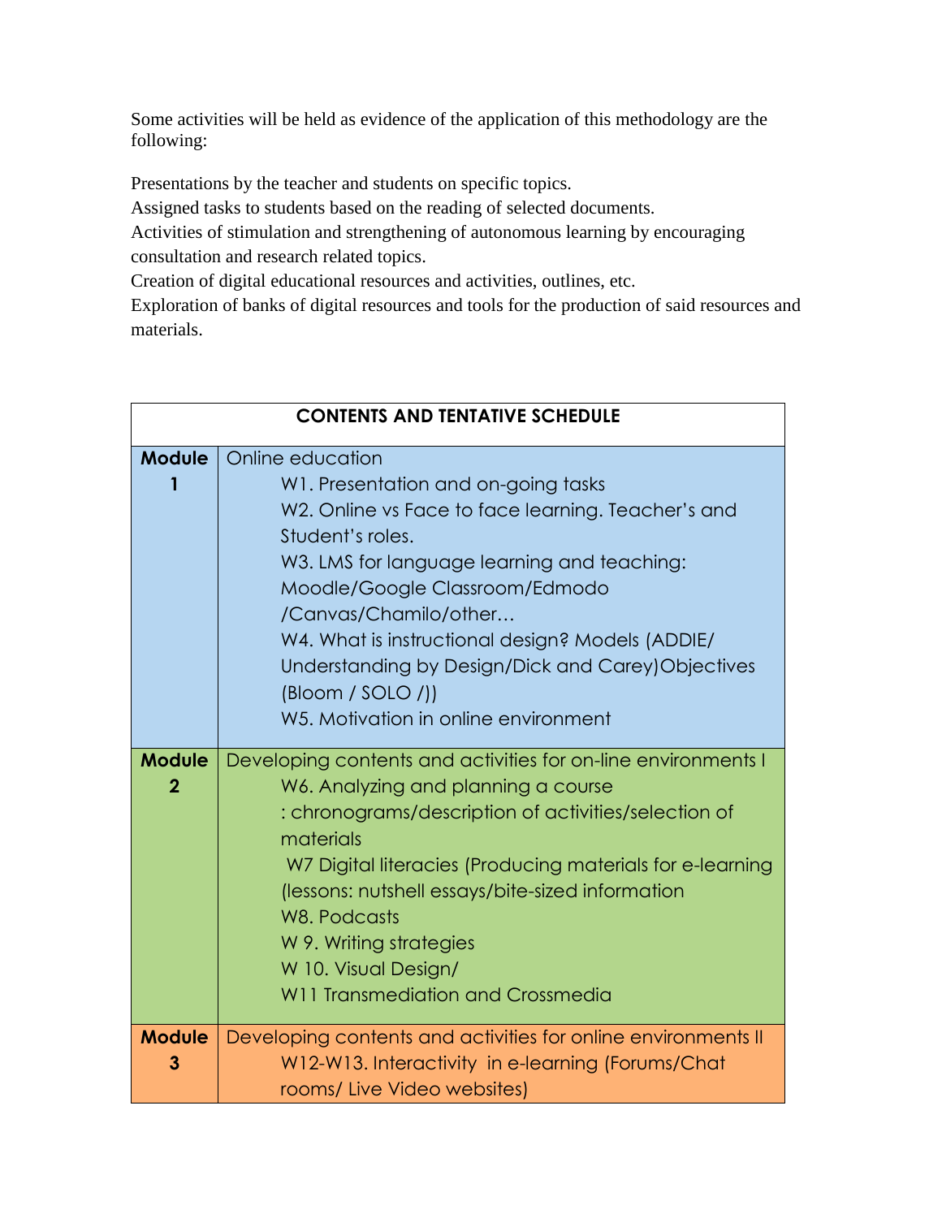Some activities will be held as evidence of the application of this methodology are the following:

Presentations by the teacher and students on specific topics.
Assigned tasks to students based on the reading of selected documents.
Activities of stimulation and strengthening of autonomous learning by encouraging consultation and research related topics.
Creation of digital educational resources and activities, outlines, etc.
Exploration of banks of digital resources and tools for the production of said resources and materials.

| CONTENTS AND TENTATIVE SCHEDULE | |
|---|---|
| **Module 1** | Online education<br>W1. Presentation and on-going tasks<br>W2. Online vs Face to face learning. Teacher's and Student's roles.<br>W3. LMS for language learning and teaching: Moodle/Google Classroom/Edmodo /Canvas/Chamilo/other…<br>W4. What is instructional design? Models (ADDIE/ Understanding by Design/Dick and Carey)Objectives (Bloom / SOLO /))<br>W5. Motivation in online environment |
| **Module 2** | Developing contents and activities for on-line environments I<br>W6. Analyzing and planning a course : chronograms/description of activities/selection of materials<br>W7 Digital literacies (Producing materials for e-learning (lessons: nutshell essays/bite-sized information<br>W8. Podcasts<br>W 9. Writing strategies<br>W 10. Visual Design/<br>W11 Transmediation and Crossmedia |
| **Module 3** | Developing contents and activities for online environments II<br>W12-W13. Interactivity in e-learning (Forums/Chat rooms/ Live Video websites) |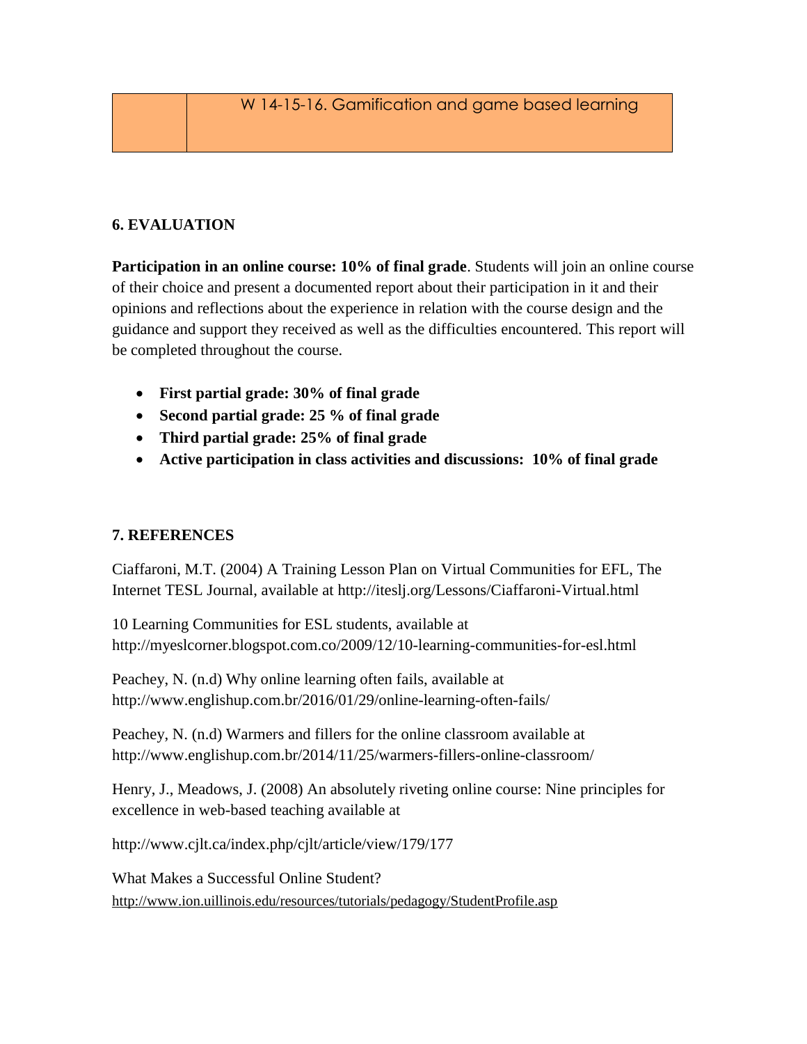| | W 14-15-16. Gamification and game based learning |
|---|---|

## 6. EVALUATION

**Participation in an online course: 10% of final grade**. Students will join an online course of their choice and present a documented report about their participation in it and their opinions and reflections about the experience in relation with the course design and the guidance and support they received as well as the difficulties encountered. This report will be completed throughout the course.

- **First partial grade: 30% of final grade**
- **Second partial grade: 25 % of final grade**
- **Third partial grade: 25% of final grade**
- **Active participation in class activities and discussions: 10% of final grade**

## 7. REFERENCES

Ciaffaroni, M.T. (2004) A Training Lesson Plan on Virtual Communities for EFL, The Internet TESL Journal, available at http://iteslj.org/Lessons/Ciaffaroni-Virtual.html

10 Learning Communities for ESL students, available at http://myeslcorner.blogspot.com.co/2009/12/10-learning-communities-for-esl.html

Peachey, N. (n.d) Why online learning often fails, available at http://www.englishup.com.br/2016/01/29/online-learning-often-fails/

Peachey, N. (n.d) Warmers and fillers for the online classroom available at http://www.englishup.com.br/2014/11/25/warmers-fillers-online-classroom/

Henry, J., Meadows, J. (2008) An absolutely riveting online course: Nine principles for excellence in web-based teaching available at

http://www.cjlt.ca/index.php/cjlt/article/view/179/177

What Makes a Successful Online Student?
http://www.ion.uillinois.edu/resources/tutorials/pedagogy/StudentProfile.asp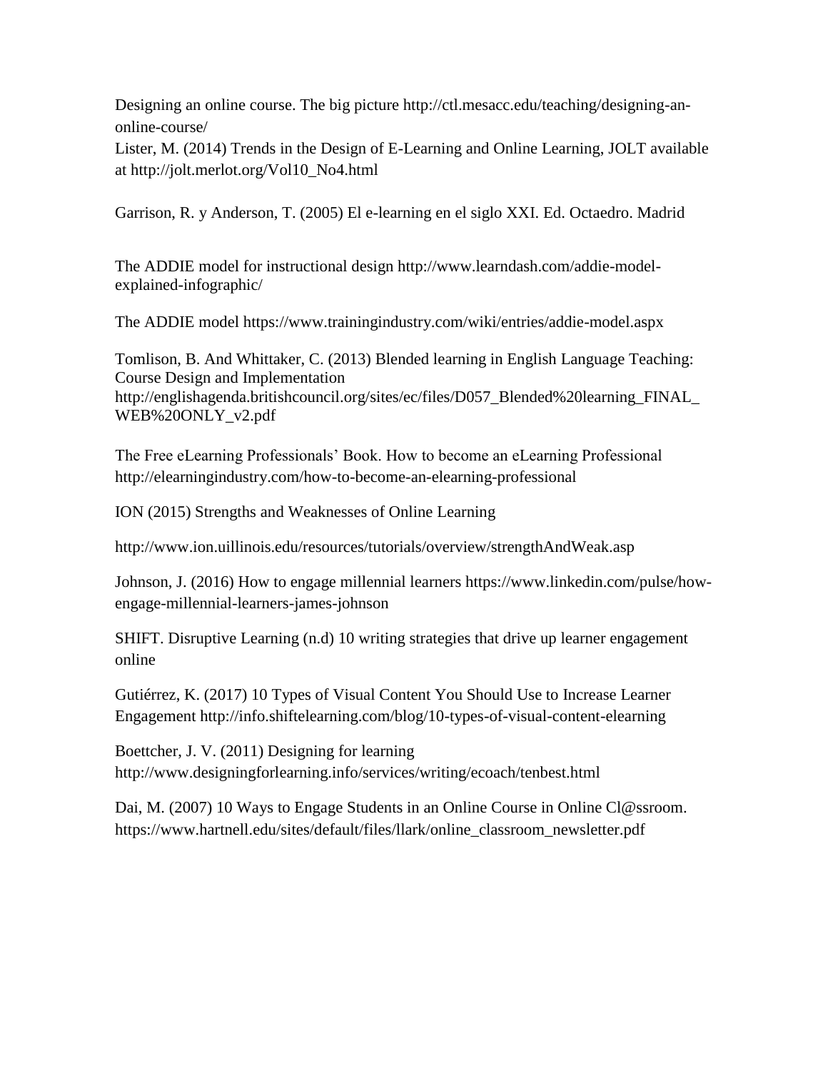Designing an online course. The big picture http://ctl.mesacc.edu/teaching/designing-an-online-course/
Lister, M. (2014) Trends in the Design of E-Learning and Online Learning, JOLT available at http://jolt.merlot.org/Vol10_No4.html

Garrison, R. y Anderson, T. (2005) El e-learning en el siglo XXI. Ed. Octaedro. Madrid

The ADDIE model for instructional design http://www.learndash.com/addie-model-explained-infographic/

The ADDIE model https://www.trainingindustry.com/wiki/entries/addie-model.aspx

Tomlison, B. And Whittaker, C. (2013) Blended learning in English Language Teaching: Course Design and Implementation http://englishagenda.britishcouncil.org/sites/ec/files/D057_Blended%20learning_FINAL_WEB%20ONLY_v2.pdf

The Free eLearning Professionals' Book. How to become an eLearning Professional http://elearningindustry.com/how-to-become-an-elearning-professional

ION (2015) Strengths and Weaknesses of Online Learning

http://www.ion.uillinois.edu/resources/tutorials/overview/strengthAndWeak.asp

Johnson, J. (2016) How to engage millennial learners https://www.linkedin.com/pulse/how-engage-millennial-learners-james-johnson

SHIFT. Disruptive Learning (n.d) 10 writing strategies that drive up learner engagement online

Gutiérrez, K. (2017) 10 Types of Visual Content You Should Use to Increase Learner Engagement http://info.shiftelearning.com/blog/10-types-of-visual-content-elearning

Boettcher, J. V. (2011) Designing for learning http://www.designingforlearning.info/services/writing/ecoach/tenbest.html

Dai, M. (2007) 10 Ways to Engage Students in an Online Course in Online Cl@ssroom. https://www.hartnell.edu/sites/default/files/llark/online_classroom_newsletter.pdf